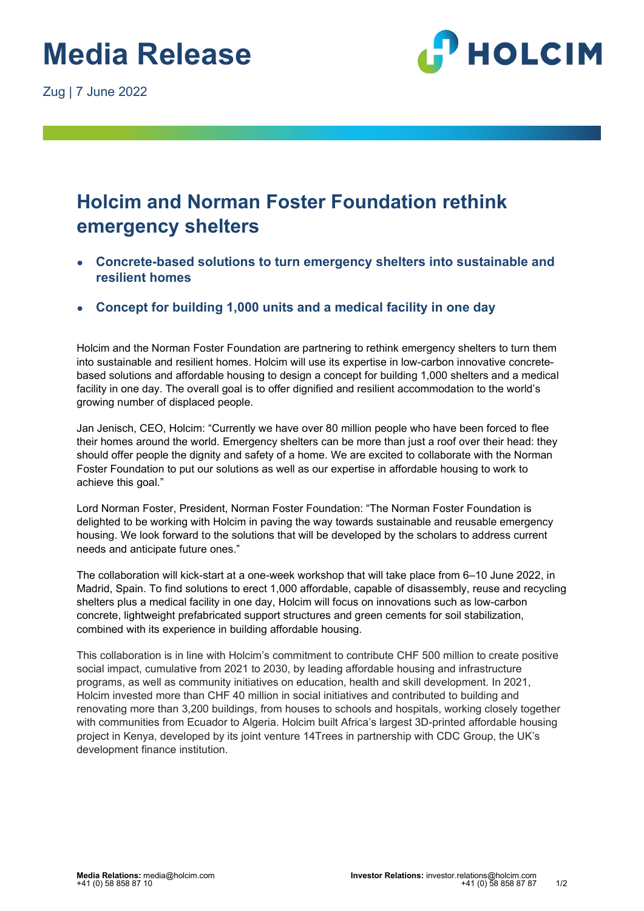# Media Release

Zug | 7 June 2022

## Holcim and Norman Foster Foundation rethink emergency shelters

- **Concrete-based solutions to turn emergency shelters into sustainable and resilient homes**
- **Concept for building 1,000 units and a medical facility in one day**

Holcim and the Norman Foster Foundation are partnering to rethink emergency shelters to turn them into sustainable and resilient homes. Holcim will use its expertise in low-carbon innovative concrete-based solutions and affordable housing to design a concept for building 1,000 shelters and a medical facility in one day. The overall goal is to offer dignified and resilient accommodation to the world's growing number of displaced people.

Jan Jenisch, CEO, Holcim: "Currently we have over 80 million people who have been forced to flee their homes around the world. Emergency shelters can be more than just a roof over their head: they should offer people the dignity and safety of a home. We are excited to collaborate with the Norman Foster Foundation to put our solutions as well as our expertise in affordable housing to work to achieve this goal."

Lord Norman Foster, President, Norman Foster Foundation: "The Norman Foster Foundation is delighted to be working with Holcim in paving the way towards sustainable and reusable emergency housing. We look forward to the solutions that will be developed by the scholars to address current needs and anticipate future ones."

The collaboration will kick-start at a one-week workshop that will take place from 6–10 June 2022, in Madrid, Spain. To find solutions to erect 1,000 affordable, capable of disassembly, reuse and recycling shelters plus a medical facility in one day, Holcim will focus on innovations such as low-carbon concrete, lightweight prefabricated support structures and green cements for soil stabilization, combined with its experience in building affordable housing.

This collaboration is in line with Holcim's commitment to contribute CHF 500 million to create positive social impact, cumulative from 2021 to 2030, by leading affordable housing and infrastructure programs, as well as community initiatives on education, health and skill development. In 2021, Holcim invested more than CHF 40 million in social initiatives and contributed to building and renovating more than 3,200 buildings, from houses to schools and hospitals, working closely together with communities from Ecuador to Algeria. Holcim built Africa's largest 3D-printed affordable housing project in Kenya, developed by its joint venture 14Trees in partnership with CDC Group, the UK's development finance institution.

**Media Relations:** media@holcim.com
+41 (0) 58 858 87 10

**Investor Relations:** investor.relations@holcim.com
+41 (0) 58 858 87 87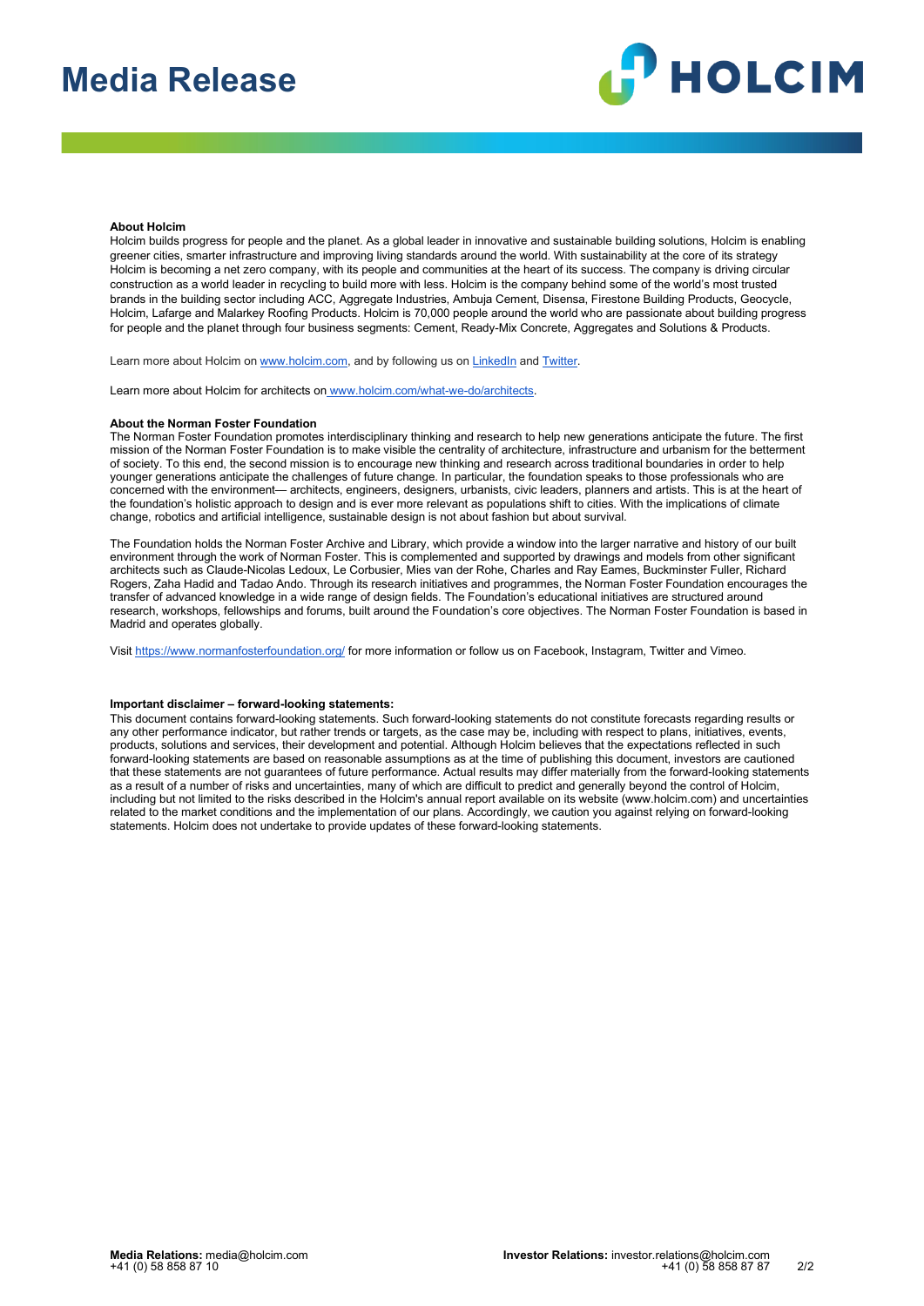**About Holcim**
Holcim builds progress for people and the planet. As a global leader in innovative and sustainable building solutions, Holcim is enabling greener cities, smarter infrastructure and improving living standards around the world. With sustainability at the core of its strategy Holcim is becoming a net zero company, with its people and communities at the heart of its success. The company is driving circular construction as a world leader in recycling to build more with less. Holcim is the company behind some of the world's most trusted brands in the building sector including ACC, Aggregate Industries, Ambuja Cement, Disensa, Firestone Building Products, Geocycle, Holcim, Lafarge and Malarkey Roofing Products. Holcim is 70,000 people around the world who are passionate about building progress for people and the planet through four business segments: Cement, Ready-Mix Concrete, Aggregates and Solutions & Products.

Learn more about Holcim on [www.holcim.com](http://www.holcim.com), and by following us on [LinkedIn](https://www.linkedin.com) and [Twitter](https://twitter.com).

Learn more about Holcim for architects on [www.holcim.com/what-we-do/architects](http://www.holcim.com/what-we-do/architects).

**About the Norman Foster Foundation**
The Norman Foster Foundation promotes interdisciplinary thinking and research to help new generations anticipate the future. The first mission of the Norman Foster Foundation is to make visible the centrality of architecture, infrastructure and urbanism for the betterment of society. To this end, the second mission is to encourage new thinking and research across traditional boundaries in order to help younger generations anticipate the challenges of future change. In particular, the foundation speaks to those professionals who are concerned with the environment— architects, engineers, designers, urbanists, civic leaders, planners and artists. This is at the heart of the foundation's holistic approach to design and is ever more relevant as populations shift to cities. With the implications of climate change, robotics and artificial intelligence, sustainable design is not about fashion but about survival.

The Foundation holds the Norman Foster Archive and Library, which provide a window into the larger narrative and history of our built environment through the work of Norman Foster. This is complemented and supported by drawings and models from other significant architects such as Claude-Nicolas Ledoux, Le Corbusier, Mies van der Rohe, Charles and Ray Eames, Buckminster Fuller, Richard Rogers, Zaha Hadid and Tadao Ando. Through its research initiatives and programmes, the Norman Foster Foundation encourages the transfer of advanced knowledge in a wide range of design fields. The Foundation's educational initiatives are structured around research, workshops, fellowships and forums, built around the Foundation's core objectives. The Norman Foster Foundation is based in Madrid and operates globally.

Visit [https://www.normanfosterfoundation.org/](https://www.normanfosterfoundation.org/) for more information or follow us on Facebook, Instagram, Twitter and Vimeo.

**Important disclaimer – forward-looking statements:**
This document contains forward-looking statements. Such forward-looking statements do not constitute forecasts regarding results or any other performance indicator, but rather trends or targets, as the case may be, including with respect to plans, initiatives, events, products, solutions and services, their development and potential. Although Holcim believes that the expectations reflected in such forward-looking statements are based on reasonable assumptions as at the time of publishing this document, investors are cautioned that these statements are not guarantees of future performance. Actual results may differ materially from the forward-looking statements as a result of a number of risks and uncertainties, many of which are difficult to predict and generally beyond the control of Holcim, including but not limited to the risks described in the Holcim's annual report available on its website (www.holcim.com) and uncertainties related to the market conditions and the implementation of our plans. Accordingly, we caution you against relying on forward-looking statements. Holcim does not undertake to provide updates of these forward-looking statements.

**Media Relations:** media@holcim.com
+41 (0) 58 858 87 10

**Investor Relations:** investor.relations@holcim.com
+41 (0) 58 858 87 87